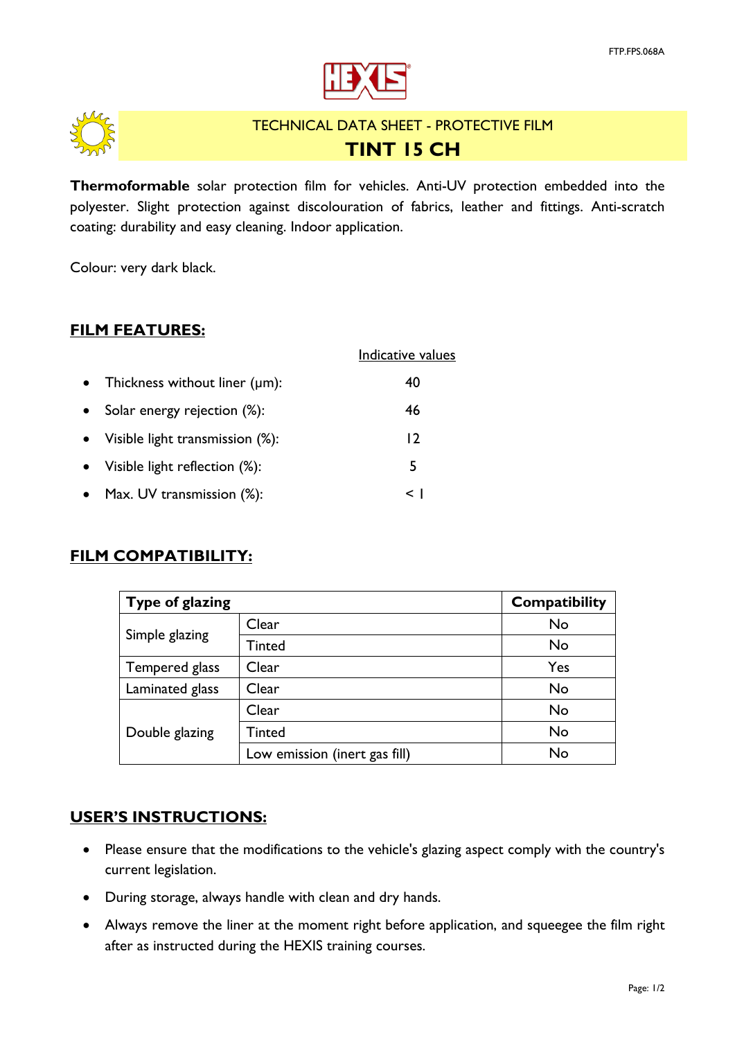TECHNICAL DATA SHEET - PROTECTIVE FILM

# TINT 15 CH

**Thermoformable** solar protection film for vehicles. Anti-UV protection embedded into the polyester. Slight protection against discolouration of fabrics, leather and fittings. Anti-scratch coating: durability and easy cleaning. Indoor application.

Colour: very dark black.

## FILM FEATURES:

| | Indicative values |
|---|---|
| • Thickness without liner (µm): | 40 |
| • Solar energy rejection (%): | 46 |
| • Visible light transmission (%): | 12 |
| • Visible light reflection (%): | 5 |
| • Max. UV transmission (%): | < 1 |

## FILM COMPATIBILITY:

| **Type of glazing** | | **Compatibility** |
|---|---|---|
| Simple glazing | Clear | No |
| | Tinted | No |
| Tempered glass | Clear | Yes |
| Laminated glass | Clear | No |
| Double glazing | Clear | No |
| | Tinted | No |
| | Low emission (inert gas fill) | No |

## USER'S INSTRUCTIONS:

- Please ensure that the modifications to the vehicle's glazing aspect comply with the country's current legislation.
- During storage, always handle with clean and dry hands.
- Always remove the liner at the moment right before application, and squeegee the film right after as instructed during the HEXIS training courses.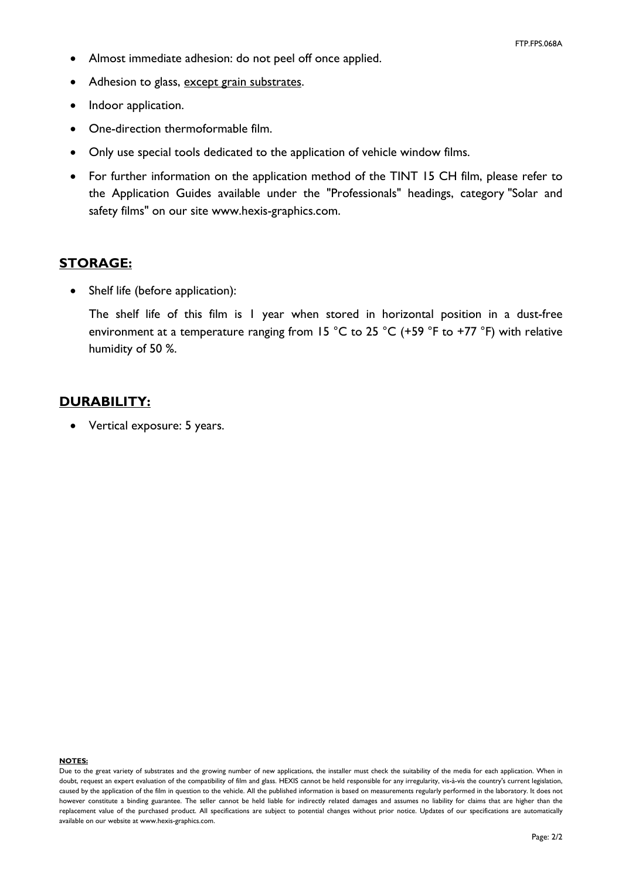- Almost immediate adhesion: do not peel off once applied.
- Adhesion to glass, <u>except grain substrates</u>.
- Indoor application.
- One-direction thermoformable film.
- Only use special tools dedicated to the application of vehicle window films.
- For further information on the application method of the TINT 15 CH film, please refer to the Application Guides available under the "Professionals" headings, category "Solar and safety films" on our site www.hexis-graphics.com.

## STORAGE:

- Shelf life (before application):

  The shelf life of this film is 1 year when stored in horizontal position in a dust-free environment at a temperature ranging from 15 °C to 25 °C (+59 °F to +77 °F) with relative humidity of 50 %.

## DURABILITY:

- Vertical exposure: 5 years.

**NOTES:**

Due to the great variety of substrates and the growing number of new applications, the installer must check the suitability of the media for each application. When in doubt, request an expert evaluation of the compatibility of film and glass. HEXIS cannot be held responsible for any irregularity, vis-à-vis the country's current legislation, caused by the application of the film in question to the vehicle. All the published information is based on measurements regularly performed in the laboratory. It does not however constitute a binding guarantee. The seller cannot be held liable for indirectly related damages and assumes no liability for claims that are higher than the replacement value of the purchased product. All specifications are subject to potential changes without prior notice. Updates of our specifications are automatically available on our website at www.hexis-graphics.com.